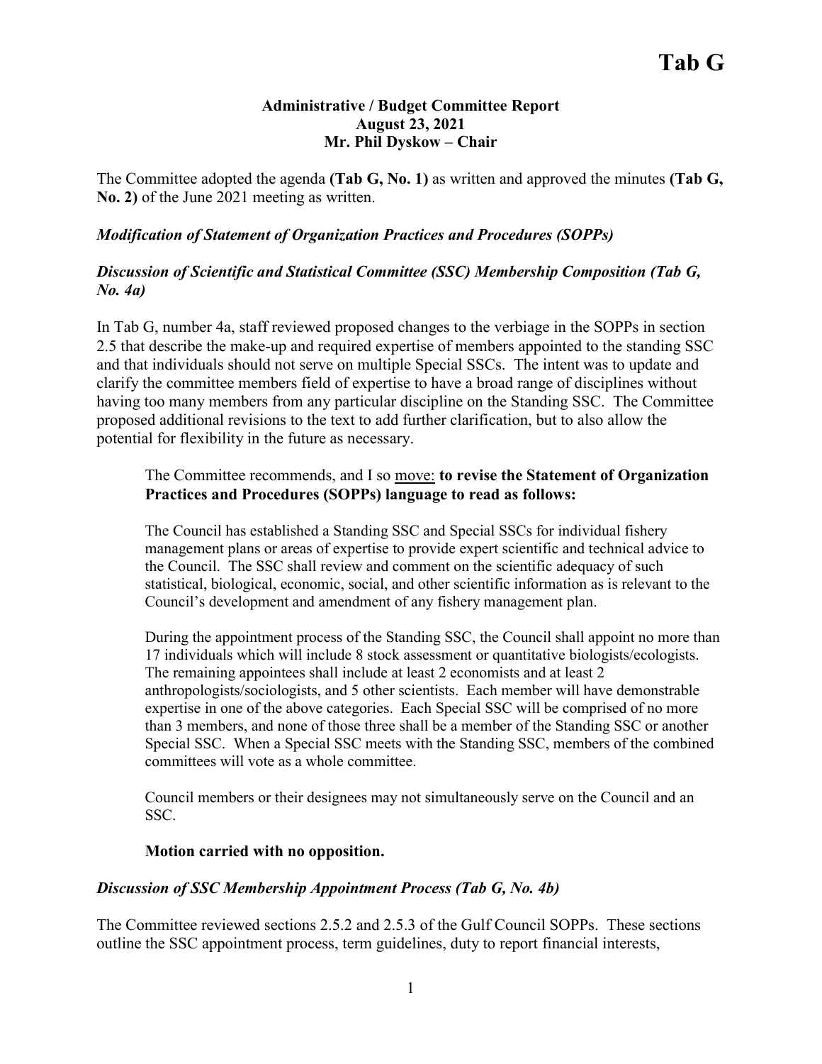# Tab G

**Administrative / Budget Committee Report**
**August 23, 2021**
**Mr. Phil Dyskow – Chair**

The Committee adopted the agenda **(Tab G, No. 1)** as written and approved the minutes **(Tab G, No. 2)** of the June 2021 meeting as written.

***Modification of Statement of Organization Practices and Procedures (SOPPs)***

***Discussion of Scientific and Statistical Committee (SSC) Membership Composition (Tab G, No. 4a)***

In Tab G, number 4a, staff reviewed proposed changes to the verbiage in the SOPPs in section 2.5 that describe the make-up and required expertise of members appointed to the standing SSC and that individuals should not serve on multiple Special SSCs. The intent was to update and clarify the committee members field of expertise to have a broad range of disciplines without having too many members from any particular discipline on the Standing SSC. The Committee proposed additional revisions to the text to add further clarification, but to also allow the potential for flexibility in the future as necessary.

> The Committee recommends, and I so move: **to revise the Statement of Organization Practices and Procedures (SOPPs) language to read as follows:**
>
> The Council has established a Standing SSC and Special SSCs for individual fishery management plans or areas of expertise to provide expert scientific and technical advice to the Council. The SSC shall review and comment on the scientific adequacy of such statistical, biological, economic, social, and other scientific information as is relevant to the Council's development and amendment of any fishery management plan.
>
> During the appointment process of the Standing SSC, the Council shall appoint no more than 17 individuals which will include 8 stock assessment or quantitative biologists/ecologists. The remaining appointees shall include at least 2 economists and at least 2 anthropologists/sociologists, and 5 other scientists. Each member will have demonstrable expertise in one of the above categories. Each Special SSC will be comprised of no more than 3 members, and none of those three shall be a member of the Standing SSC or another Special SSC. When a Special SSC meets with the Standing SSC, members of the combined committees will vote as a whole committee.
>
> Council members or their designees may not simultaneously serve on the Council and an SSC.
>
> **Motion carried with no opposition.**

***Discussion of SSC Membership Appointment Process (Tab G, No. 4b)***

The Committee reviewed sections 2.5.2 and 2.5.3 of the Gulf Council SOPPs. These sections outline the SSC appointment process, term guidelines, duty to report financial interests,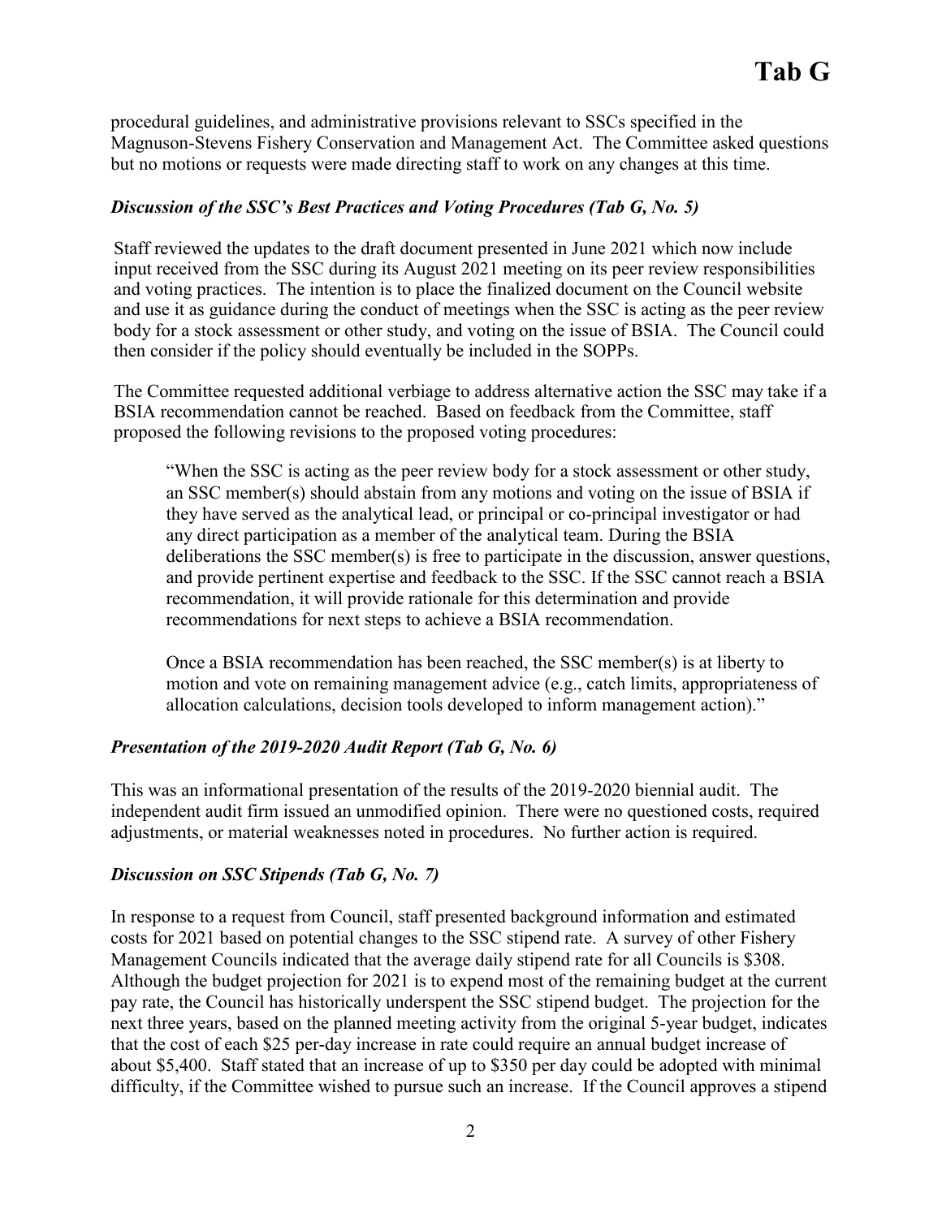procedural guidelines, and administrative provisions relevant to SSCs specified in the Magnuson-Stevens Fishery Conservation and Management Act. The Committee asked questions but no motions or requests were made directing staff to work on any changes at this time.

### *Discussion of the SSC's Best Practices and Voting Procedures (Tab G, No. 5)*

Staff reviewed the updates to the draft document presented in June 2021 which now include input received from the SSC during its August 2021 meeting on its peer review responsibilities and voting practices. The intention is to place the finalized document on the Council website and use it as guidance during the conduct of meetings when the SSC is acting as the peer review body for a stock assessment or other study, and voting on the issue of BSIA. The Council could then consider if the policy should eventually be included in the SOPPs.

The Committee requested additional verbiage to address alternative action the SSC may take if a BSIA recommendation cannot be reached. Based on feedback from the Committee, staff proposed the following revisions to the proposed voting procedures:

> "When the SSC is acting as the peer review body for a stock assessment or other study, an SSC member(s) should abstain from any motions and voting on the issue of BSIA if they have served as the analytical lead, or principal or co-principal investigator or had any direct participation as a member of the analytical team. During the BSIA deliberations the SSC member(s) is free to participate in the discussion, answer questions, and provide pertinent expertise and feedback to the SSC. If the SSC cannot reach a BSIA recommendation, it will provide rationale for this determination and provide recommendations for next steps to achieve a BSIA recommendation.
>
> Once a BSIA recommendation has been reached, the SSC member(s) is at liberty to motion and vote on remaining management advice (e.g., catch limits, appropriateness of allocation calculations, decision tools developed to inform management action)."

### *Presentation of the 2019-2020 Audit Report (Tab G, No. 6)*

This was an informational presentation of the results of the 2019-2020 biennial audit. The independent audit firm issued an unmodified opinion. There were no questioned costs, required adjustments, or material weaknesses noted in procedures. No further action is required.

### *Discussion on SSC Stipends (Tab G, No. 7)*

In response to a request from Council, staff presented background information and estimated costs for 2021 based on potential changes to the SSC stipend rate. A survey of other Fishery Management Councils indicated that the average daily stipend rate for all Councils is $308. Although the budget projection for 2021 is to expend most of the remaining budget at the current pay rate, the Council has historically underspent the SSC stipend budget. The projection for the next three years, based on the planned meeting activity from the original 5-year budget, indicates that the cost of each $25 per-day increase in rate could require an annual budget increase of about $5,400. Staff stated that an increase of up to $350 per day could be adopted with minimal difficulty, if the Committee wished to pursue such an increase. If the Council approves a stipend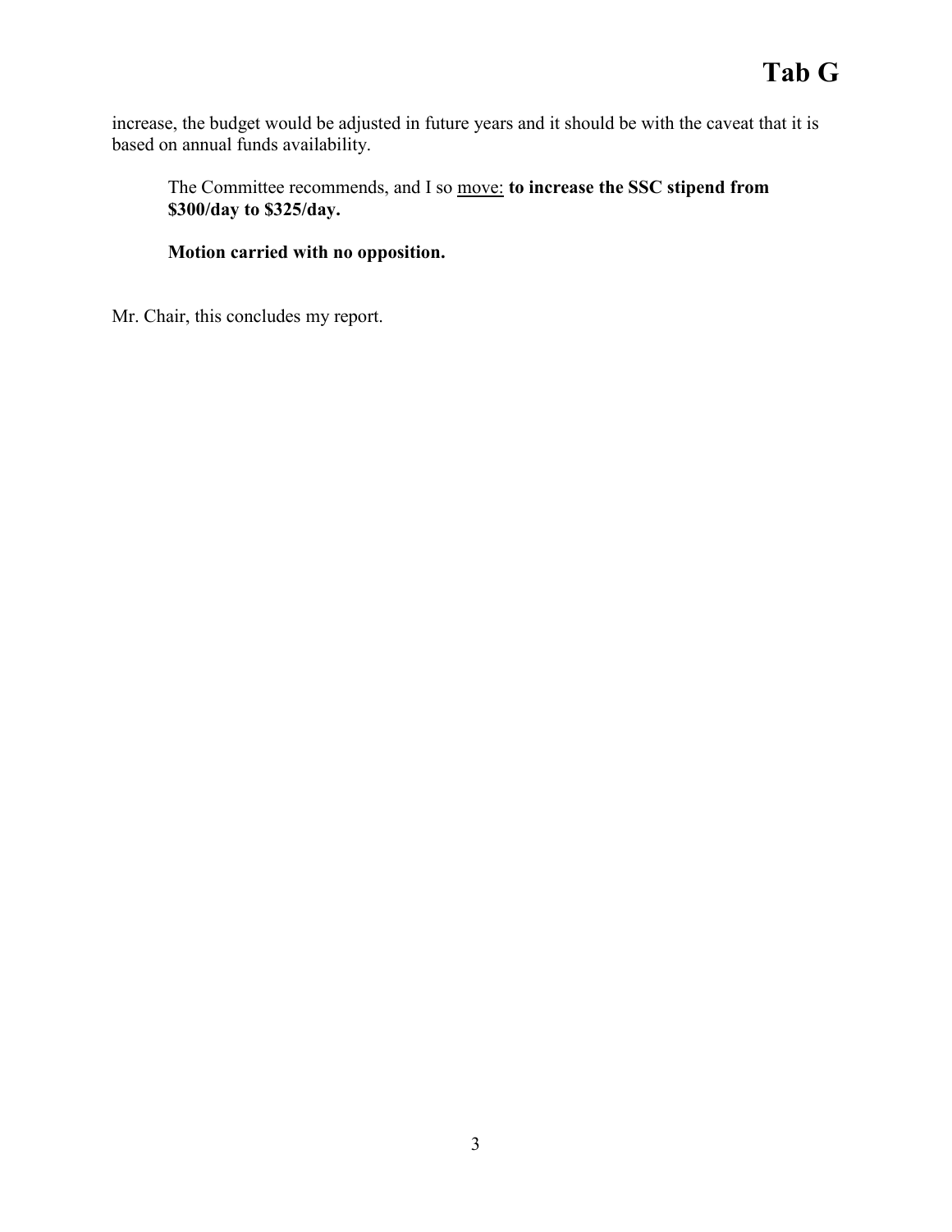increase, the budget would be adjusted in future years and it should be with the caveat that it is based on annual funds availability.

> The Committee recommends, and I so move: **to increase the SSC stipend from $300/day to $325/day.**
>
> **Motion carried with no opposition.**

Mr. Chair, this concludes my report.